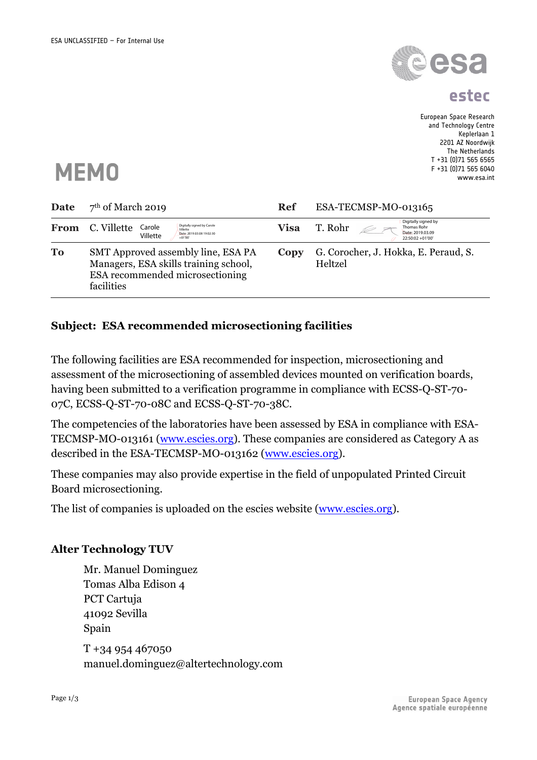ESA UNCLASSIFIED – For Internal Use

estec

European Space Research
and Technology Centre
Keplerlaan 1
2201 AZ Noordwijk
The Netherlands
T +31 (0)71 565 6565
F +31 (0)71 565 6040
www.esa.int

# MEMO

| | | | |
|---|---|---|---|
| **Date** | 7th of March 2019 | **Ref** | ESA-TECMSP-MO-013165 |
| **From** | C. Villette (Carole Villette — Digitally signed by Carole Villette, Date: 2019.03.08 19:02:30 +01'00') | **Visa** | T. Rohr (Digitally signed by Thomas Rohr, Date: 2019.03.09 22:50:02 +01'00') |
| **To** | SMT Approved assembly line, ESA PA Managers, ESA skills training school, ESA recommended microsectioning facilities | **Copy** | G. Corocher, J. Hokka, E. Peraud, S. Heltzel |

**Subject: ESA recommended microsectioning facilities**

The following facilities are ESA recommended for inspection, microsectioning and assessment of the microsectioning of assembled devices mounted on verification boards, having been submitted to a verification programme in compliance with ECSS-Q-ST-70-07C, ECSS-Q-ST-70-08C and ECSS-Q-ST-70-38C.

The competencies of the laboratories have been assessed by ESA in compliance with ESA-TECMSP-MO-013161 (www.escies.org). These companies are considered as Category A as described in the ESA-TECMSP-MO-013162 (www.escies.org).

These companies may also provide expertise in the field of unpopulated Printed Circuit Board microsectioning.

The list of companies is uploaded on the escies website (www.escies.org).

## Alter Technology TUV

Mr. Manuel Dominguez
Tomas Alba Edison 4
PCT Cartuja
41092 Sevilla
Spain

T +34 954 467050
manuel.dominguez@altertechnology.com

European Space Agency
Agence spatiale européenne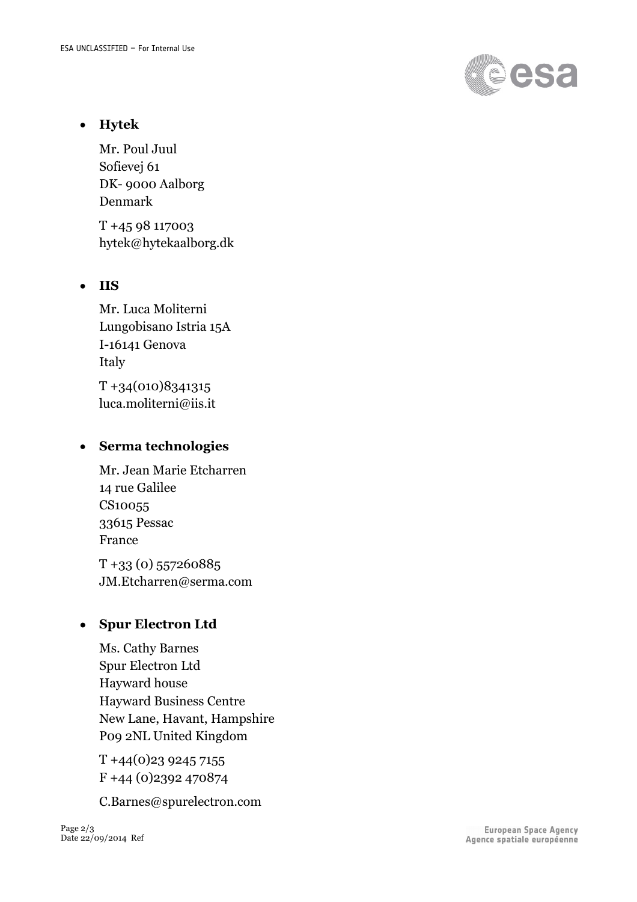- **Hytek**

  Mr. Poul Juul
  Sofievej 61
  DK- 9000 Aalborg
  Denmark

  T +45 98 117003
  hytek@hytekaalborg.dk

- **IIS**

  Mr. Luca Moliterni
  Lungobisano Istria 15A
  I-16141 Genova
  Italy

  T +34(010)8341315
  luca.moliterni@iis.it

- **Serma technologies**

  Mr. Jean Marie Etcharren
  14 rue Galilee
  CS10055
  33615 Pessac
  France

  T +33 (0) 557260885
  JM.Etcharren@serma.com

- **Spur Electron Ltd**

  Ms. Cathy Barnes
  Spur Electron Ltd
  Hayward house
  Hayward Business Centre
  New Lane, Havant, Hampshire
  P09 2NL United Kingdom

  T +44(0)23 9245 7155
  F +44 (0)2392 470874

  C.Barnes@spurelectron.com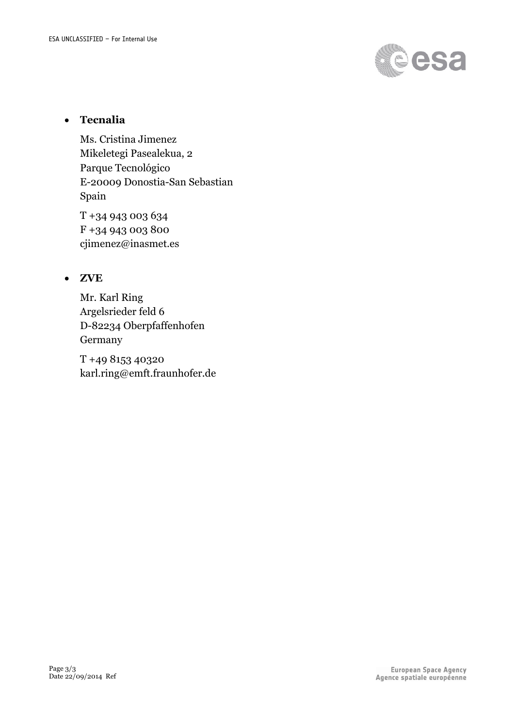- **Tecnalia**

  Ms. Cristina Jimenez
  Mikeletegi Pasealekua, 2
  Parque Tecnológico
  E-20009 Donostia-San Sebastian
  Spain

  T +34 943 003 634
  F +34 943 003 800
  cjimenez@inasmet.es

- **ZVE**

  Mr. Karl Ring
  Argelsrieder feld 6
  D-82234 Oberpfaffenhofen
  Germany

  T +49 8153 40320
  karl.ring@emft.fraunhofer.de